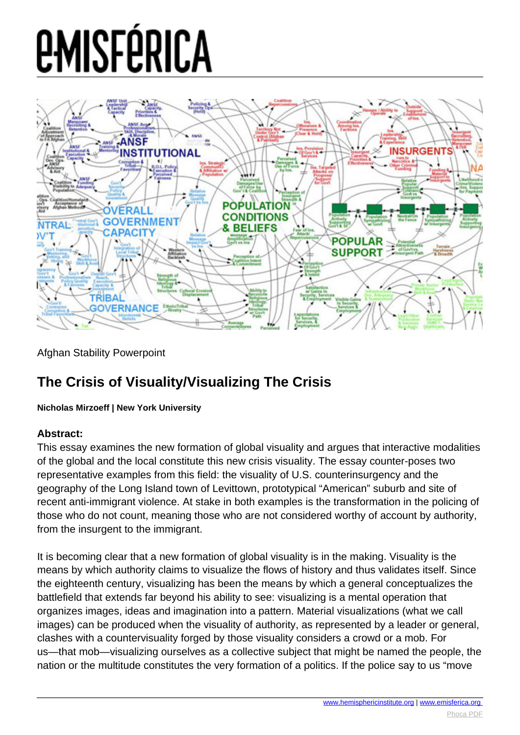# e-MISFÉRICA

Afghan Stability Powerpoint

## The Crisis of Visuality/Visualizing The Crisis

**Nicholas Mirzoeff | New York University**

**Abstract:**

This essay examines the new formation of global visuality and argues that interactive modalities of the global and the local constitute this new crisis visuality. The essay counter-poses two representative examples from this field: the visuality of U.S. counterinsurgency and the geography of the Long Island town of Levittown, prototypical "American" suburb and site of recent anti-immigrant violence. At stake in both examples is the transformation in the policing of those who do not count, meaning those who are not considered worthy of account by authority, from the insurgent to the immigrant.

It is becoming clear that a new formation of global visuality is in the making. Visuality is the means by which authority claims to visualize the flows of history and thus validates itself. Since the eighteenth century, visualizing has been the means by which a general conceptualizes the battlefield that extends far beyond his ability to see: visualizing is a mental operation that organizes images, ideas and imagination into a pattern. Material visualizations (what we call images) can be produced when the visuality of authority, as represented by a leader or general, clashes with a countervisuality forged by those visuality considers a crowd or a mob. For us—that mob—visualizing ourselves as a collective subject that might be named the people, the nation or the multitude constitutes the very formation of a politics. If the police say to us "move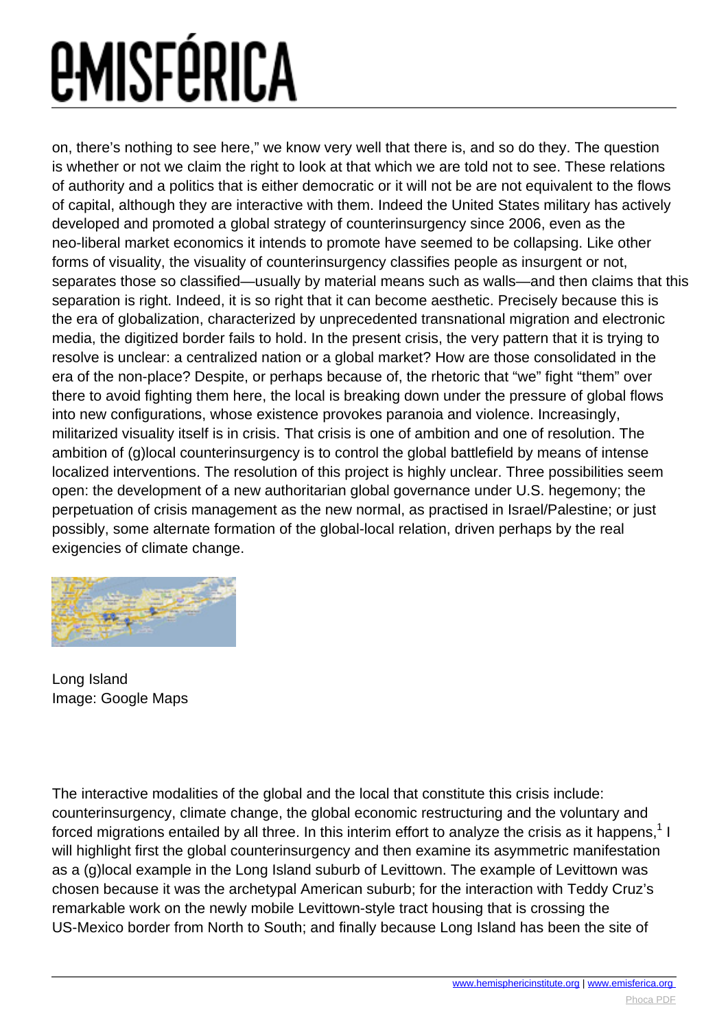on, there's nothing to see here," we know very well that there is, and so do they. The question is whether or not we claim the right to look at that which we are told not to see. These relations of authority and a politics that is either democratic or it will not be are not equivalent to the flows of capital, although they are interactive with them. Indeed the United States military has actively developed and promoted a global strategy of counterinsurgency since 2006, even as the neo-liberal market economics it intends to promote have seemed to be collapsing. Like other forms of visuality, the visuality of counterinsurgency classifies people as insurgent or not, separates those so classified—usually by material means such as walls—and then claims that this separation is right. Indeed, it is so right that it can become aesthetic. Precisely because this is the era of globalization, characterized by unprecedented transnational migration and electronic media, the digitized border fails to hold. In the present crisis, the very pattern that it is trying to resolve is unclear: a centralized nation or a global market? How are those consolidated in the era of the non-place? Despite, or perhaps because of, the rhetoric that "we" fight "them" over there to avoid fighting them here, the local is breaking down under the pressure of global flows into new configurations, whose existence provokes paranoia and violence. Increasingly, militarized visuality itself is in crisis. That crisis is one of ambition and one of resolution. The ambition of (g)local counterinsurgency is to control the global battlefield by means of intense localized interventions. The resolution of this project is highly unclear. Three possibilities seem open: the development of a new authoritarian global governance under U.S. hegemony; the perpetuation of crisis management as the new normal, as practised in Israel/Palestine; or just possibly, some alternate formation of the global-local relation, driven perhaps by the real exigencies of climate change.

Long Island
Image: Google Maps

The interactive modalities of the global and the local that constitute this crisis include: counterinsurgency, climate change, the global economic restructuring and the voluntary and forced migrations entailed by all three. In this interim effort to analyze the crisis as it happens,[1] I will highlight first the global counterinsurgency and then examine its asymmetric manifestation as a (g)local example in the Long Island suburb of Levittown. The example of Levittown was chosen because it was the archetypal American suburb; for the interaction with Teddy Cruz's remarkable work on the newly mobile Levittown-style tract housing that is crossing the US-Mexico border from North to South; and finally because Long Island has been the site of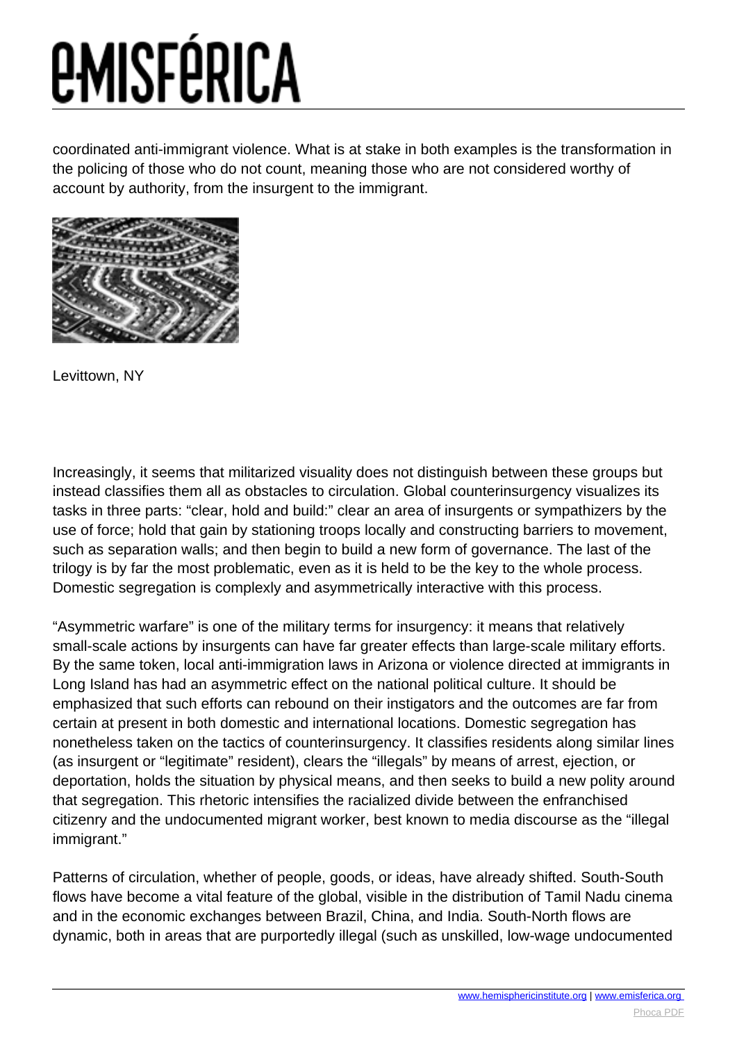coordinated anti-immigrant violence. What is at stake in both examples is the transformation in the policing of those who do not count, meaning those who are not considered worthy of account by authority, from the insurgent to the immigrant.

Levittown, NY

Increasingly, it seems that militarized visuality does not distinguish between these groups but instead classifies them all as obstacles to circulation. Global counterinsurgency visualizes its tasks in three parts: "clear, hold and build:" clear an area of insurgents or sympathizers by the use of force; hold that gain by stationing troops locally and constructing barriers to movement, such as separation walls; and then begin to build a new form of governance. The last of the trilogy is by far the most problematic, even as it is held to be the key to the whole process. Domestic segregation is complexly and asymmetrically interactive with this process.

"Asymmetric warfare" is one of the military terms for insurgency: it means that relatively small-scale actions by insurgents can have far greater effects than large-scale military efforts. By the same token, local anti-immigration laws in Arizona or violence directed at immigrants in Long Island has had an asymmetric effect on the national political culture. It should be emphasized that such efforts can rebound on their instigators and the outcomes are far from certain at present in both domestic and international locations. Domestic segregation has nonetheless taken on the tactics of counterinsurgency. It classifies residents along similar lines (as insurgent or "legitimate" resident), clears the "illegals" by means of arrest, ejection, or deportation, holds the situation by physical means, and then seeks to build a new polity around that segregation. This rhetoric intensifies the racialized divide between the enfranchised citizenry and the undocumented migrant worker, best known to media discourse as the "illegal immigrant."

Patterns of circulation, whether of people, goods, or ideas, have already shifted. South-South flows have become a vital feature of the global, visible in the distribution of Tamil Nadu cinema and in the economic exchanges between Brazil, China, and India. South-North flows are dynamic, both in areas that are purportedly illegal (such as unskilled, low-wage undocumented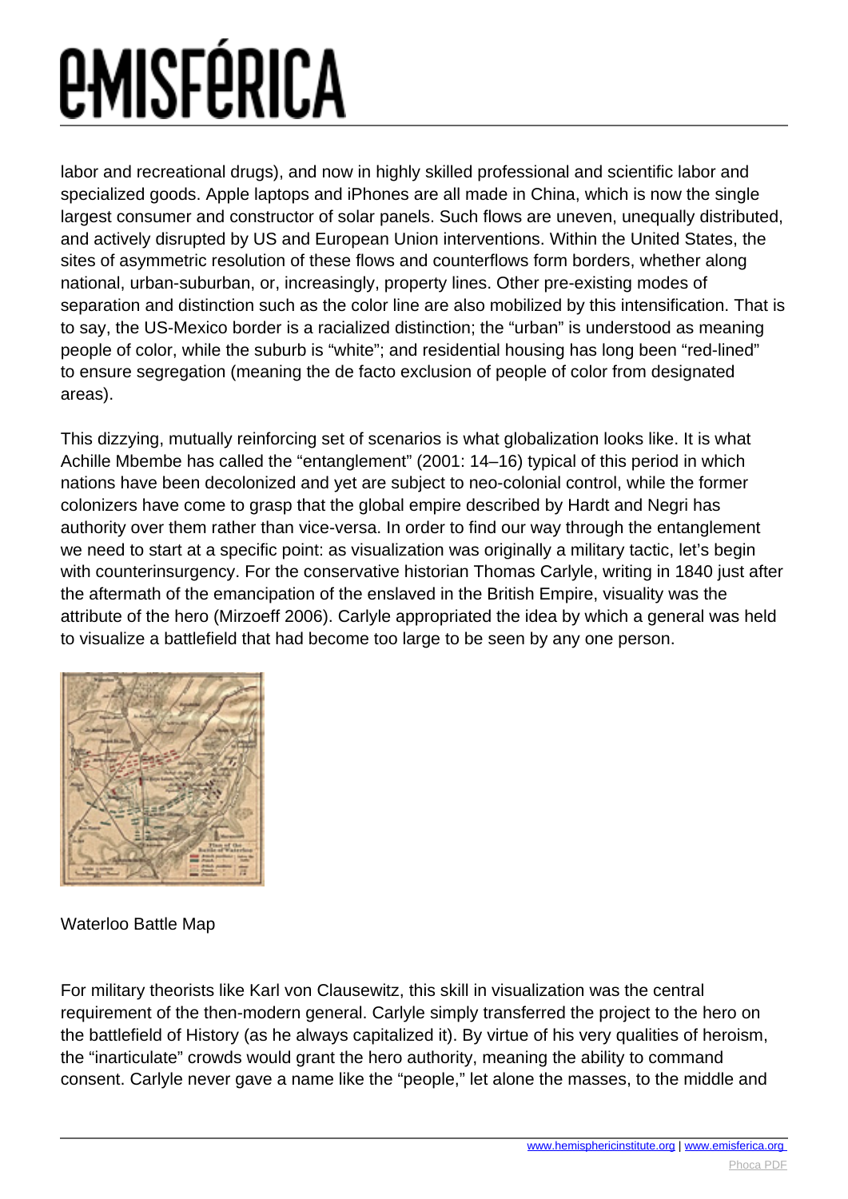labor and recreational drugs), and now in highly skilled professional and scientific labor and specialized goods. Apple laptops and iPhones are all made in China, which is now the single largest consumer and constructor of solar panels. Such flows are uneven, unequally distributed, and actively disrupted by US and European Union interventions. Within the United States, the sites of asymmetric resolution of these flows and counterflows form borders, whether along national, urban-suburban, or, increasingly, property lines. Other pre-existing modes of separation and distinction such as the color line are also mobilized by this intensification. That is to say, the US-Mexico border is a racialized distinction; the "urban" is understood as meaning people of color, while the suburb is "white"; and residential housing has long been "red-lined" to ensure segregation (meaning the de facto exclusion of people of color from designated areas).

This dizzying, mutually reinforcing set of scenarios is what globalization looks like. It is what Achille Mbembe has called the "entanglement" (2001: 14–16) typical of this period in which nations have been decolonized and yet are subject to neo-colonial control, while the former colonizers have come to grasp that the global empire described by Hardt and Negri has authority over them rather than vice-versa. In order to find our way through the entanglement we need to start at a specific point: as visualization was originally a military tactic, let's begin with counterinsurgency. For the conservative historian Thomas Carlyle, writing in 1840 just after the aftermath of the emancipation of the enslaved in the British Empire, visuality was the attribute of the hero (Mirzoeff 2006). Carlyle appropriated the idea by which a general was held to visualize a battlefield that had become too large to be seen by any one person.

Waterloo Battle Map

For military theorists like Karl von Clausewitz, this skill in visualization was the central requirement of the then-modern general. Carlyle simply transferred the project to the hero on the battlefield of History (as he always capitalized it). By virtue of his very qualities of heroism, the "inarticulate" crowds would grant the hero authority, meaning the ability to command consent. Carlyle never gave a name like the "people," let alone the masses, to the middle and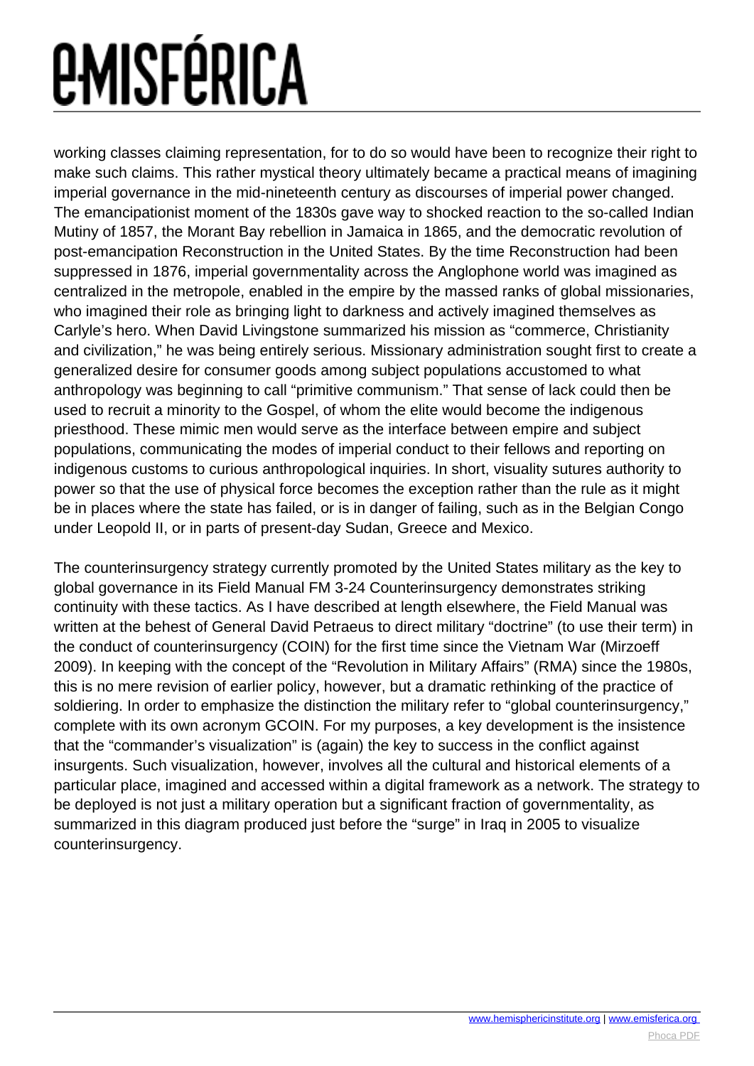working classes claiming representation, for to do so would have been to recognize their right to make such claims. This rather mystical theory ultimately became a practical means of imagining imperial governance in the mid-nineteenth century as discourses of imperial power changed. The emancipationist moment of the 1830s gave way to shocked reaction to the so-called Indian Mutiny of 1857, the Morant Bay rebellion in Jamaica in 1865, and the democratic revolution of post-emancipation Reconstruction in the United States. By the time Reconstruction had been suppressed in 1876, imperial governmentality across the Anglophone world was imagined as centralized in the metropole, enabled in the empire by the massed ranks of global missionaries, who imagined their role as bringing light to darkness and actively imagined themselves as Carlyle's hero. When David Livingstone summarized his mission as "commerce, Christianity and civilization," he was being entirely serious. Missionary administration sought first to create a generalized desire for consumer goods among subject populations accustomed to what anthropology was beginning to call "primitive communism." That sense of lack could then be used to recruit a minority to the Gospel, of whom the elite would become the indigenous priesthood. These mimic men would serve as the interface between empire and subject populations, communicating the modes of imperial conduct to their fellows and reporting on indigenous customs to curious anthropological inquiries. In short, visuality sutures authority to power so that the use of physical force becomes the exception rather than the rule as it might be in places where the state has failed, or is in danger of failing, such as in the Belgian Congo under Leopold II, or in parts of present-day Sudan, Greece and Mexico.

The counterinsurgency strategy currently promoted by the United States military as the key to global governance in its Field Manual FM 3-24 Counterinsurgency demonstrates striking continuity with these tactics. As I have described at length elsewhere, the Field Manual was written at the behest of General David Petraeus to direct military "doctrine" (to use their term) in the conduct of counterinsurgency (COIN) for the first time since the Vietnam War (Mirzoeff 2009). In keeping with the concept of the "Revolution in Military Affairs" (RMA) since the 1980s, this is no mere revision of earlier policy, however, but a dramatic rethinking of the practice of soldiering. In order to emphasize the distinction the military refer to "global counterinsurgency," complete with its own acronym GCOIN. For my purposes, a key development is the insistence that the "commander's visualization" is (again) the key to success in the conflict against insurgents. Such visualization, however, involves all the cultural and historical elements of a particular place, imagined and accessed within a digital framework as a network. The strategy to be deployed is not just a military operation but a significant fraction of governmentality, as summarized in this diagram produced just before the "surge" in Iraq in 2005 to visualize counterinsurgency.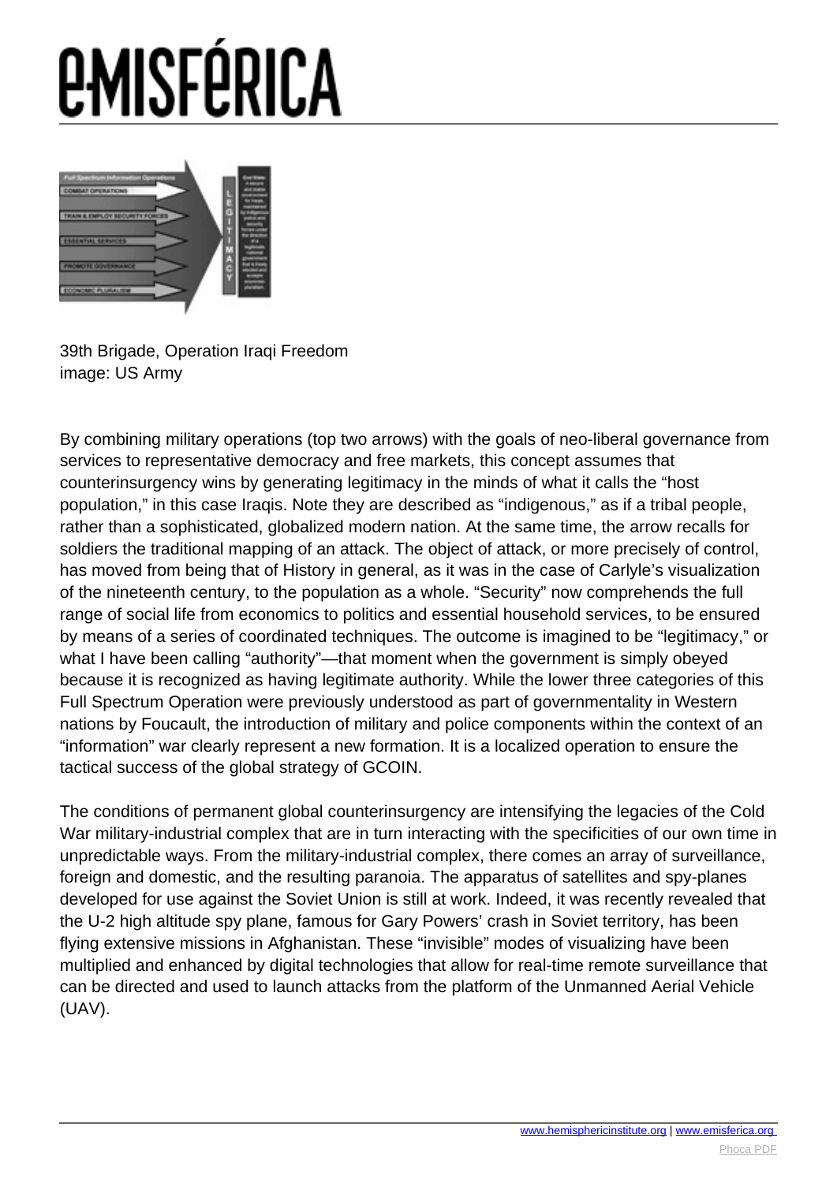39th Brigade, Operation Iraqi Freedom
image: US Army

By combining military operations (top two arrows) with the goals of neo-liberal governance from services to representative democracy and free markets, this concept assumes that counterinsurgency wins by generating legitimacy in the minds of what it calls the "host population," in this case Iraqis. Note they are described as "indigenous," as if a tribal people, rather than a sophisticated, globalized modern nation. At the same time, the arrow recalls for soldiers the traditional mapping of an attack. The object of attack, or more precisely of control, has moved from being that of History in general, as it was in the case of Carlyle's visualization of the nineteenth century, to the population as a whole. "Security" now comprehends the full range of social life from economics to politics and essential household services, to be ensured by means of a series of coordinated techniques. The outcome is imagined to be "legitimacy," or what I have been calling "authority"—that moment when the government is simply obeyed because it is recognized as having legitimate authority. While the lower three categories of this Full Spectrum Operation were previously understood as part of governmentality in Western nations by Foucault, the introduction of military and police components within the context of an "information" war clearly represent a new formation. It is a localized operation to ensure the tactical success of the global strategy of GCOIN.

The conditions of permanent global counterinsurgency are intensifying the legacies of the Cold War military-industrial complex that are in turn interacting with the specificities of our own time in unpredictable ways. From the military-industrial complex, there comes an array of surveillance, foreign and domestic, and the resulting paranoia. The apparatus of satellites and spy-planes developed for use against the Soviet Union is still at work. Indeed, it was recently revealed that the U-2 high altitude spy plane, famous for Gary Powers' crash in Soviet territory, has been flying extensive missions in Afghanistan. These "invisible" modes of visualizing have been multiplied and enhanced by digital technologies that allow for real-time remote surveillance that can be directed and used to launch attacks from the platform of the Unmanned Aerial Vehicle (UAV).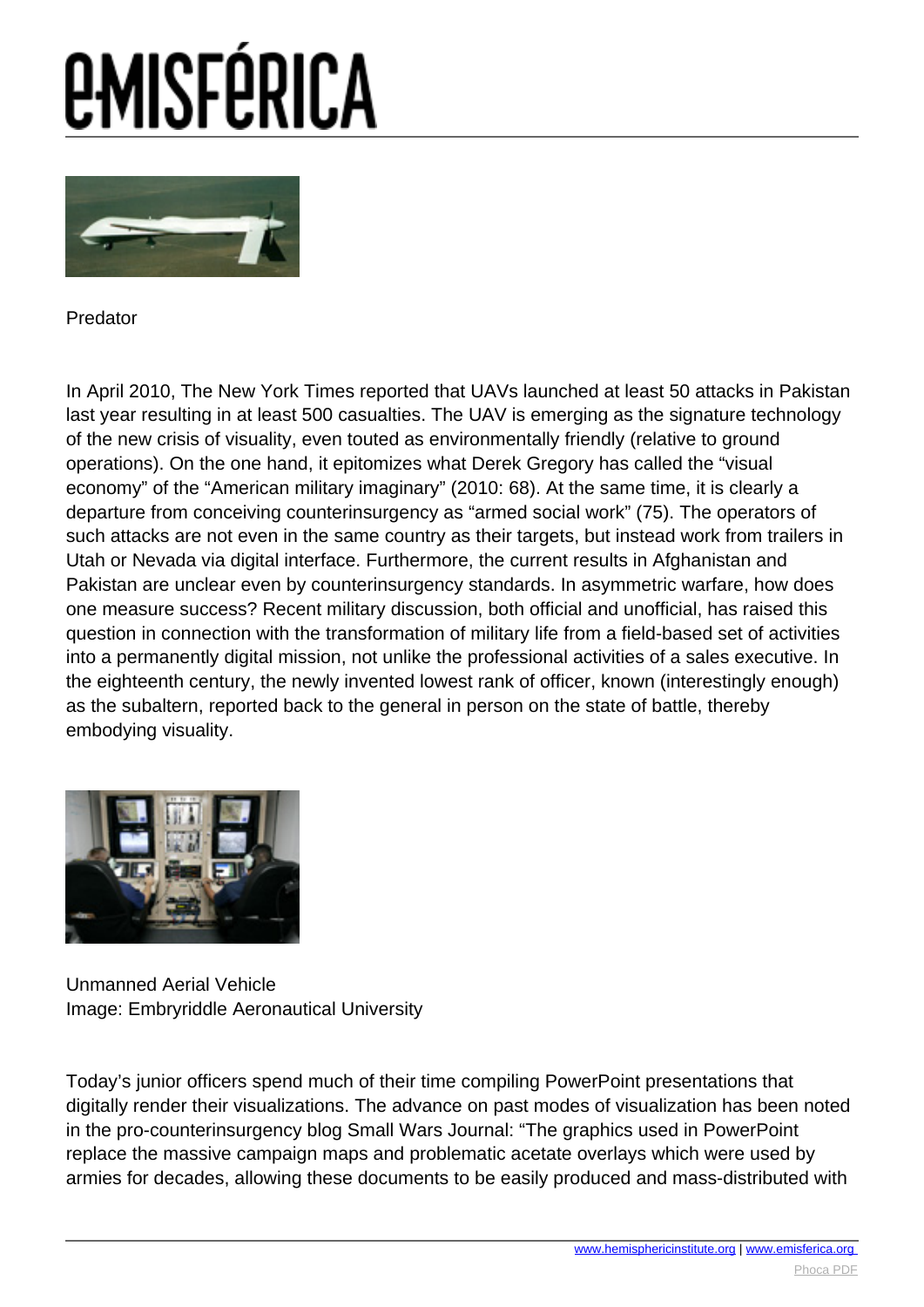Predator

In April 2010, The New York Times reported that UAVs launched at least 50 attacks in Pakistan last year resulting in at least 500 casualties. The UAV is emerging as the signature technology of the new crisis of visuality, even touted as environmentally friendly (relative to ground operations). On the one hand, it epitomizes what Derek Gregory has called the "visual economy" of the "American military imaginary" (2010: 68). At the same time, it is clearly a departure from conceiving counterinsurgency as "armed social work" (75). The operators of such attacks are not even in the same country as their targets, but instead work from trailers in Utah or Nevada via digital interface. Furthermore, the current results in Afghanistan and Pakistan are unclear even by counterinsurgency standards. In asymmetric warfare, how does one measure success? Recent military discussion, both official and unofficial, has raised this question in connection with the transformation of military life from a field-based set of activities into a permanently digital mission, not unlike the professional activities of a sales executive. In the eighteenth century, the newly invented lowest rank of officer, known (interestingly enough) as the subaltern, reported back to the general in person on the state of battle, thereby embodying visuality.

Unmanned Aerial Vehicle
Image: Embryriddle Aeronautical University

Today's junior officers spend much of their time compiling PowerPoint presentations that digitally render their visualizations. The advance on past modes of visualization has been noted in the pro-counterinsurgency blog Small Wars Journal: "The graphics used in PowerPoint replace the massive campaign maps and problematic acetate overlays which were used by armies for decades, allowing these documents to be easily produced and mass-distributed with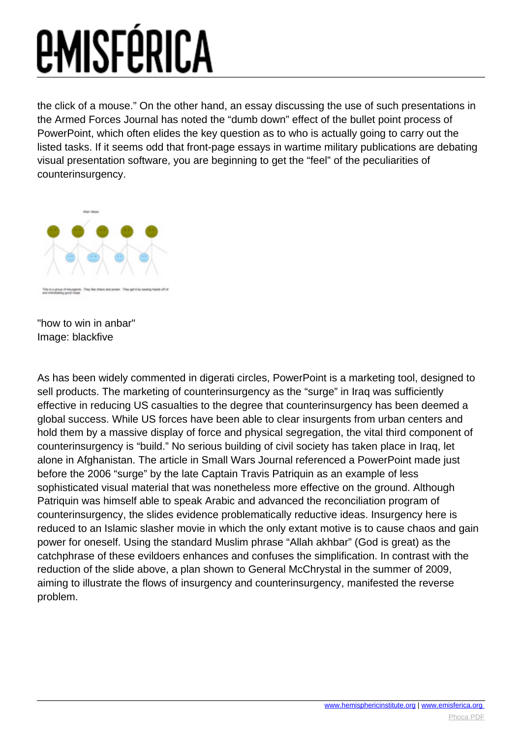the click of a mouse." On the other hand, an essay discussing the use of such presentations in the Armed Forces Journal has noted the "dumb down" effect of the bullet point process of PowerPoint, which often elides the key question as to who is actually going to carry out the listed tasks. If it seems odd that front-page essays in wartime military publications are debating visual presentation software, you are beginning to get the "feel" of the peculiarities of counterinsurgency.

"how to win in anbar"
Image: blackfive

As has been widely commented in digerati circles, PowerPoint is a marketing tool, designed to sell products. The marketing of counterinsurgency as the "surge" in Iraq was sufficiently effective in reducing US casualties to the degree that counterinsurgency has been deemed a global success. While US forces have been able to clear insurgents from urban centers and hold them by a massive display of force and physical segregation, the vital third component of counterinsurgency is "build." No serious building of civil society has taken place in Iraq, let alone in Afghanistan. The article in Small Wars Journal referenced a PowerPoint made just before the 2006 "surge" by the late Captain Travis Patriquin as an example of less sophisticated visual material that was nonetheless more effective on the ground. Although Patriquin was himself able to speak Arabic and advanced the reconciliation program of counterinsurgency, the slides evidence problematically reductive ideas. Insurgency here is reduced to an Islamic slasher movie in which the only extant motive is to cause chaos and gain power for oneself. Using the standard Muslim phrase "Allah akhbar" (God is great) as the catchphrase of these evildoers enhances and confuses the simplification. In contrast with the reduction of the slide above, a plan shown to General McChrystal in the summer of 2009, aiming to illustrate the flows of insurgency and counterinsurgency, manifested the reverse problem.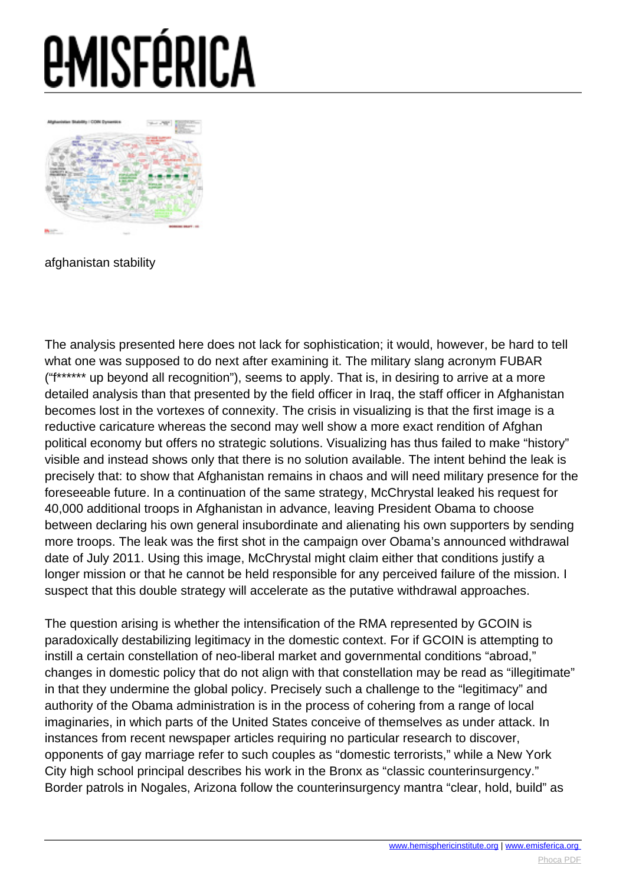afghanistan stability

The analysis presented here does not lack for sophistication; it would, however, be hard to tell what one was supposed to do next after examining it. The military slang acronym FUBAR ("f****** up beyond all recognition"), seems to apply. That is, in desiring to arrive at a more detailed analysis than that presented by the field officer in Iraq, the staff officer in Afghanistan becomes lost in the vortexes of connexity. The crisis in visualizing is that the first image is a reductive caricature whereas the second may well show a more exact rendition of Afghan political economy but offers no strategic solutions. Visualizing has thus failed to make "history" visible and instead shows only that there is no solution available. The intent behind the leak is precisely that: to show that Afghanistan remains in chaos and will need military presence for the foreseeable future. In a continuation of the same strategy, McChrystal leaked his request for 40,000 additional troops in Afghanistan in advance, leaving President Obama to choose between declaring his own general insubordinate and alienating his own supporters by sending more troops. The leak was the first shot in the campaign over Obama's announced withdrawal date of July 2011. Using this image, McChrystal might claim either that conditions justify a longer mission or that he cannot be held responsible for any perceived failure of the mission. I suspect that this double strategy will accelerate as the putative withdrawal approaches.

The question arising is whether the intensification of the RMA represented by GCOIN is paradoxically destabilizing legitimacy in the domestic context. For if GCOIN is attempting to instill a certain constellation of neo-liberal market and governmental conditions "abroad," changes in domestic policy that do not align with that constellation may be read as "illegitimate" in that they undermine the global policy. Precisely such a challenge to the "legitimacy" and authority of the Obama administration is in the process of cohering from a range of local imaginaries, in which parts of the United States conceive of themselves as under attack. In instances from recent newspaper articles requiring no particular research to discover, opponents of gay marriage refer to such couples as "domestic terrorists," while a New York City high school principal describes his work in the Bronx as "classic counterinsurgency." Border patrols in Nogales, Arizona follow the counterinsurgency mantra "clear, hold, build" as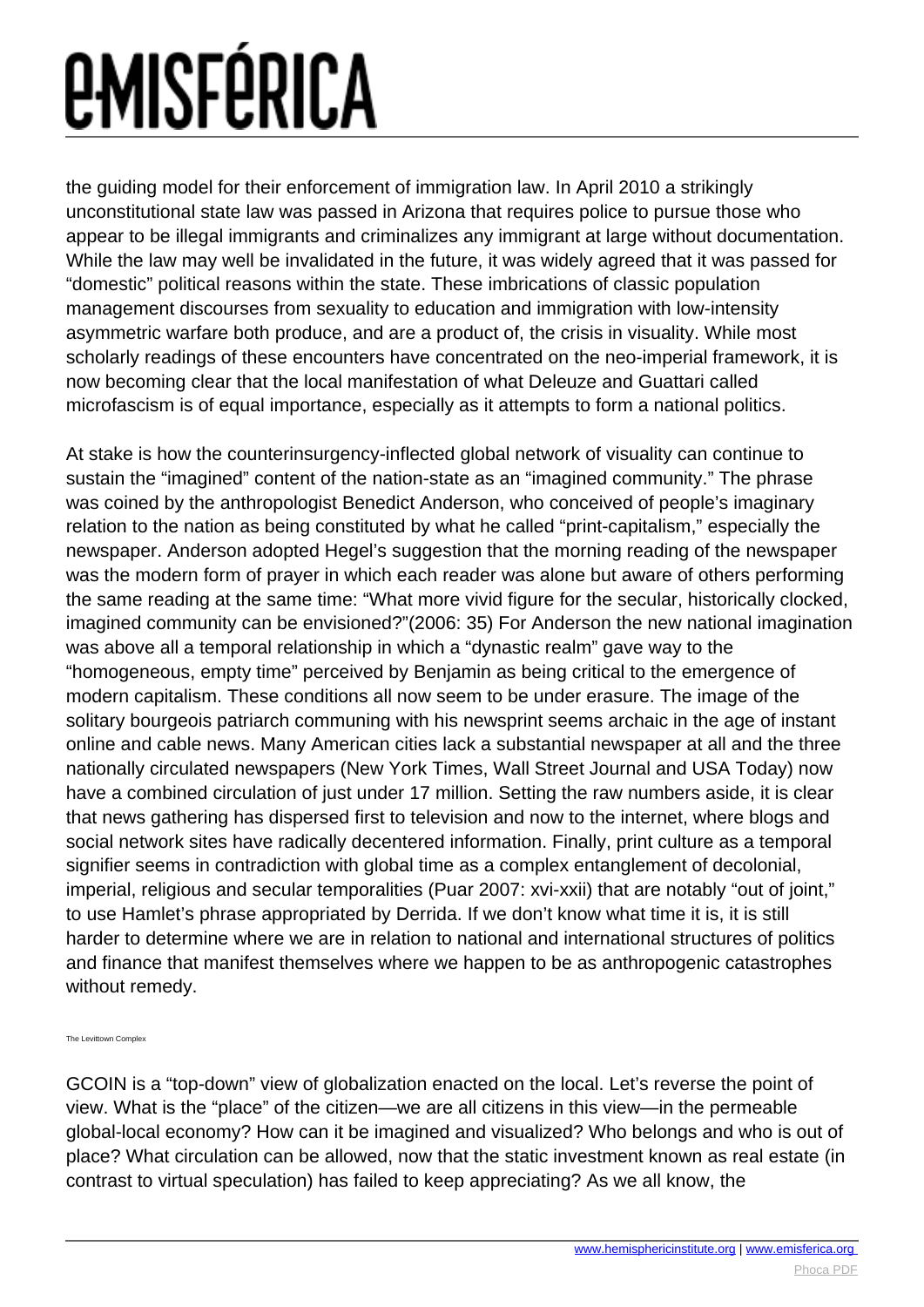the guiding model for their enforcement of immigration law. In April 2010 a strikingly unconstitutional state law was passed in Arizona that requires police to pursue those who appear to be illegal immigrants and criminalizes any immigrant at large without documentation. While the law may well be invalidated in the future, it was widely agreed that it was passed for "domestic" political reasons within the state. These imbrications of classic population management discourses from sexuality to education and immigration with low-intensity asymmetric warfare both produce, and are a product of, the crisis in visuality. While most scholarly readings of these encounters have concentrated on the neo-imperial framework, it is now becoming clear that the local manifestation of what Deleuze and Guattari called microfascism is of equal importance, especially as it attempts to form a national politics.

At stake is how the counterinsurgency-inflected global network of visuality can continue to sustain the "imagined" content of the nation-state as an "imagined community." The phrase was coined by the anthropologist Benedict Anderson, who conceived of people's imaginary relation to the nation as being constituted by what he called "print-capitalism," especially the newspaper. Anderson adopted Hegel's suggestion that the morning reading of the newspaper was the modern form of prayer in which each reader was alone but aware of others performing the same reading at the same time: "What more vivid figure for the secular, historically clocked, imagined community can be envisioned?"(2006: 35) For Anderson the new national imagination was above all a temporal relationship in which a "dynastic realm" gave way to the "homogeneous, empty time" perceived by Benjamin as being critical to the emergence of modern capitalism. These conditions all now seem to be under erasure. The image of the solitary bourgeois patriarch communing with his newsprint seems archaic in the age of instant online and cable news. Many American cities lack a substantial newspaper at all and the three nationally circulated newspapers (New York Times, Wall Street Journal and USA Today) now have a combined circulation of just under 17 million. Setting the raw numbers aside, it is clear that news gathering has dispersed first to television and now to the internet, where blogs and social network sites have radically decentered information. Finally, print culture as a temporal signifier seems in contradiction with global time as a complex entanglement of decolonial, imperial, religious and secular temporalities (Puar 2007: xvi-xxii) that are notably "out of joint," to use Hamlet's phrase appropriated by Derrida. If we don't know what time it is, it is still harder to determine where we are in relation to national and international structures of politics and finance that manifest themselves where we happen to be as anthropogenic catastrophes without remedy.

The Levittown Complex

GCOIN is a "top-down" view of globalization enacted on the local. Let's reverse the point of view. What is the "place" of the citizen—we are all citizens in this view—in the permeable global-local economy? How can it be imagined and visualized? Who belongs and who is out of place? What circulation can be allowed, now that the static investment known as real estate (in contrast to virtual speculation) has failed to keep appreciating? As we all know, the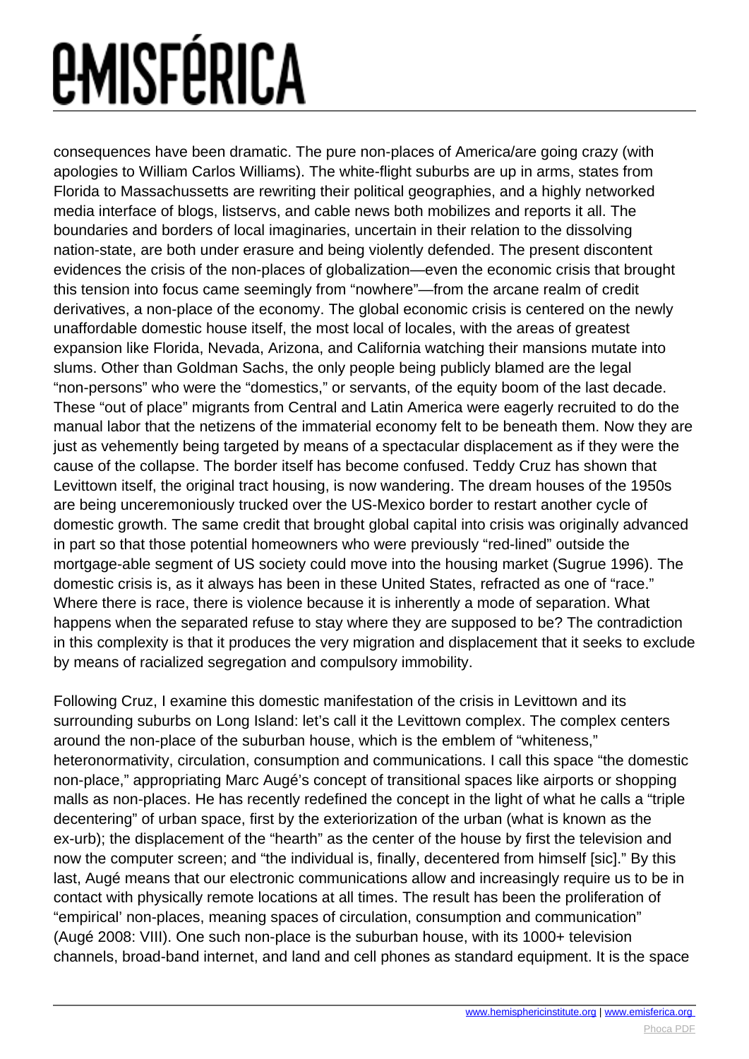consequences have been dramatic. The pure non-places of America/are going crazy (with apologies to William Carlos Williams). The white-flight suburbs are up in arms, states from Florida to Massachussetts are rewriting their political geographies, and a highly networked media interface of blogs, listservs, and cable news both mobilizes and reports it all. The boundaries and borders of local imaginaries, uncertain in their relation to the dissolving nation-state, are both under erasure and being violently defended. The present discontent evidences the crisis of the non-places of globalization—even the economic crisis that brought this tension into focus came seemingly from "nowhere"—from the arcane realm of credit derivatives, a non-place of the economy. The global economic crisis is centered on the newly unaffordable domestic house itself, the most local of locales, with the areas of greatest expansion like Florida, Nevada, Arizona, and California watching their mansions mutate into slums. Other than Goldman Sachs, the only people being publicly blamed are the legal "non-persons" who were the "domestics," or servants, of the equity boom of the last decade. These "out of place" migrants from Central and Latin America were eagerly recruited to do the manual labor that the netizens of the immaterial economy felt to be beneath them. Now they are just as vehemently being targeted by means of a spectacular displacement as if they were the cause of the collapse. The border itself has become confused. Teddy Cruz has shown that Levittown itself, the original tract housing, is now wandering. The dream houses of the 1950s are being unceremoniously trucked over the US-Mexico border to restart another cycle of domestic growth. The same credit that brought global capital into crisis was originally advanced in part so that those potential homeowners who were previously "red-lined" outside the mortgage-able segment of US society could move into the housing market (Sugrue 1996). The domestic crisis is, as it always has been in these United States, refracted as one of "race." Where there is race, there is violence because it is inherently a mode of separation. What happens when the separated refuse to stay where they are supposed to be? The contradiction in this complexity is that it produces the very migration and displacement that it seeks to exclude by means of racialized segregation and compulsory immobility.

Following Cruz, I examine this domestic manifestation of the crisis in Levittown and its surrounding suburbs on Long Island: let's call it the Levittown complex. The complex centers around the non-place of the suburban house, which is the emblem of "whiteness," heteronormativity, circulation, consumption and communications. I call this space "the domestic non-place," appropriating Marc Augé's concept of transitional spaces like airports or shopping malls as non-places. He has recently redefined the concept in the light of what he calls a "triple decentering" of urban space, first by the exteriorization of the urban (what is known as the ex-urb); the displacement of the "hearth" as the center of the house by first the television and now the computer screen; and "the individual is, finally, decentered from himself [sic]." By this last, Augé means that our electronic communications allow and increasingly require us to be in contact with physically remote locations at all times. The result has been the proliferation of "empirical' non-places, meaning spaces of circulation, consumption and communication" (Augé 2008: VIII). One such non-place is the suburban house, with its 1000+ television channels, broad-band internet, and land and cell phones as standard equipment. It is the space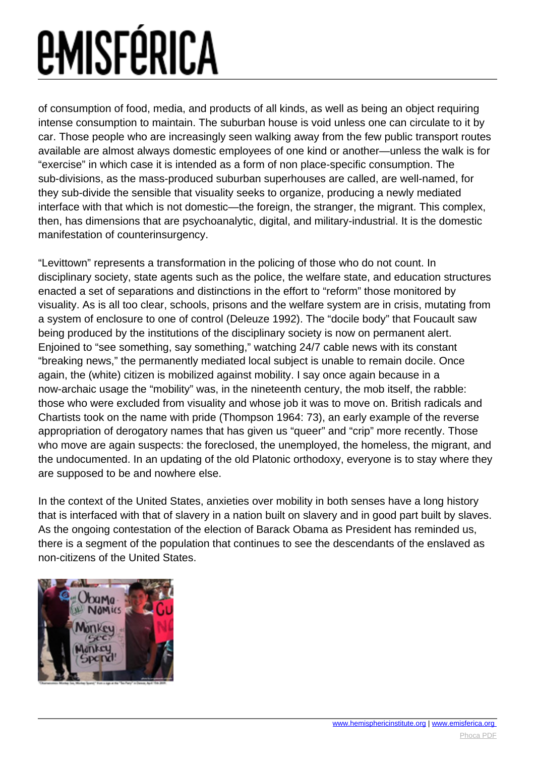of consumption of food, media, and products of all kinds, as well as being an object requiring intense consumption to maintain. The suburban house is void unless one can circulate to it by car. Those people who are increasingly seen walking away from the few public transport routes available are almost always domestic employees of one kind or another—unless the walk is for "exercise" in which case it is intended as a form of non place-specific consumption. The sub-divisions, as the mass-produced suburban superhouses are called, are well-named, for they sub-divide the sensible that visuality seeks to organize, producing a newly mediated interface with that which is not domestic—the foreign, the stranger, the migrant. This complex, then, has dimensions that are psychoanalytic, digital, and military-industrial. It is the domestic manifestation of counterinsurgency.

"Levittown" represents a transformation in the policing of those who do not count. In disciplinary society, state agents such as the police, the welfare state, and education structures enacted a set of separations and distinctions in the effort to "reform" those monitored by visuality. As is all too clear, schools, prisons and the welfare system are in crisis, mutating from a system of enclosure to one of control (Deleuze 1992). The "docile body" that Foucault saw being produced by the institutions of the disciplinary society is now on permanent alert. Enjoined to "see something, say something," watching 24/7 cable news with its constant "breaking news," the permanently mediated local subject is unable to remain docile. Once again, the (white) citizen is mobilized against mobility. I say once again because in a now-archaic usage the "mobility" was, in the nineteenth century, the mob itself, the rabble: those who were excluded from visuality and whose job it was to move on. British radicals and Chartists took on the name with pride (Thompson 1964: 73), an early example of the reverse appropriation of derogatory names that has given us "queer" and "crip" more recently. Those who move are again suspects: the foreclosed, the unemployed, the homeless, the migrant, and the undocumented. In an updating of the old Platonic orthodoxy, everyone is to stay where they are supposed to be and nowhere else.

In the context of the United States, anxieties over mobility in both senses have a long history that is interfaced with that of slavery in a nation built on slavery and in good part built by slaves. As the ongoing contestation of the election of Barack Obama as President has reminded us, there is a segment of the population that continues to see the descendants of the enslaved as non-citizens of the United States.

"Obamanomics: Monkey See, Monkey Spend," from a sign at the "Tea Party" in Denver, April 15th 2009.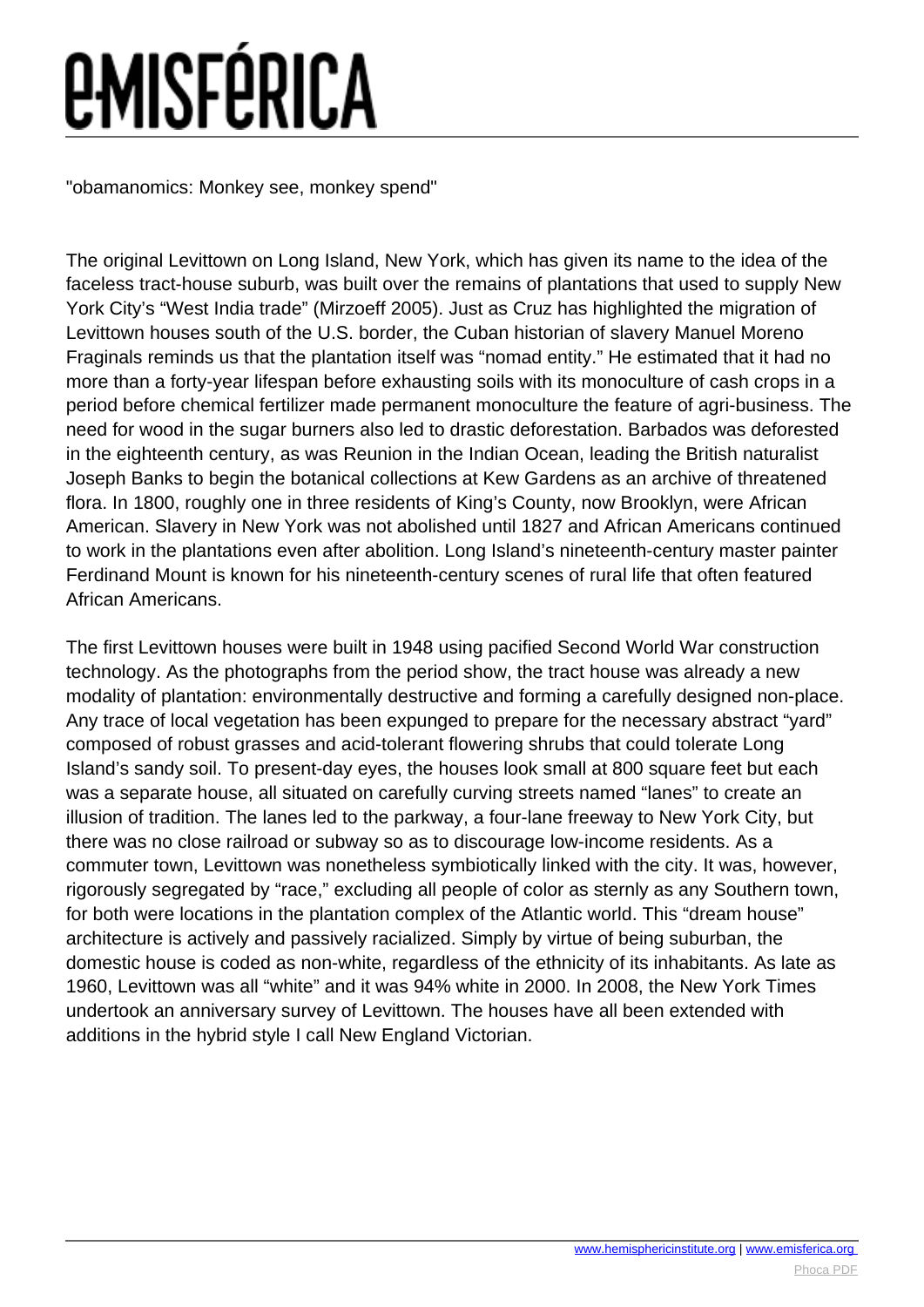"obamanomics: Monkey see, monkey spend"

The original Levittown on Long Island, New York, which has given its name to the idea of the faceless tract-house suburb, was built over the remains of plantations that used to supply New York City's "West India trade" (Mirzoeff 2005). Just as Cruz has highlighted the migration of Levittown houses south of the U.S. border, the Cuban historian of slavery Manuel Moreno Fraginals reminds us that the plantation itself was "nomad entity." He estimated that it had no more than a forty-year lifespan before exhausting soils with its monoculture of cash crops in a period before chemical fertilizer made permanent monoculture the feature of agri-business. The need for wood in the sugar burners also led to drastic deforestation. Barbados was deforested in the eighteenth century, as was Reunion in the Indian Ocean, leading the British naturalist Joseph Banks to begin the botanical collections at Kew Gardens as an archive of threatened flora. In 1800, roughly one in three residents of King's County, now Brooklyn, were African American. Slavery in New York was not abolished until 1827 and African Americans continued to work in the plantations even after abolition. Long Island's nineteenth-century master painter Ferdinand Mount is known for his nineteenth-century scenes of rural life that often featured African Americans.

The first Levittown houses were built in 1948 using pacified Second World War construction technology. As the photographs from the period show, the tract house was already a new modality of plantation: environmentally destructive and forming a carefully designed non-place. Any trace of local vegetation has been expunged to prepare for the necessary abstract "yard" composed of robust grasses and acid-tolerant flowering shrubs that could tolerate Long Island's sandy soil. To present-day eyes, the houses look small at 800 square feet but each was a separate house, all situated on carefully curving streets named "lanes" to create an illusion of tradition. The lanes led to the parkway, a four-lane freeway to New York City, but there was no close railroad or subway so as to discourage low-income residents. As a commuter town, Levittown was nonetheless symbiotically linked with the city. It was, however, rigorously segregated by "race," excluding all people of color as sternly as any Southern town, for both were locations in the plantation complex of the Atlantic world. This "dream house" architecture is actively and passively racialized. Simply by virtue of being suburban, the domestic house is coded as non-white, regardless of the ethnicity of its inhabitants. As late as 1960, Levittown was all "white" and it was 94% white in 2000. In 2008, the New York Times undertook an anniversary survey of Levittown. The houses have all been extended with additions in the hybrid style I call New England Victorian.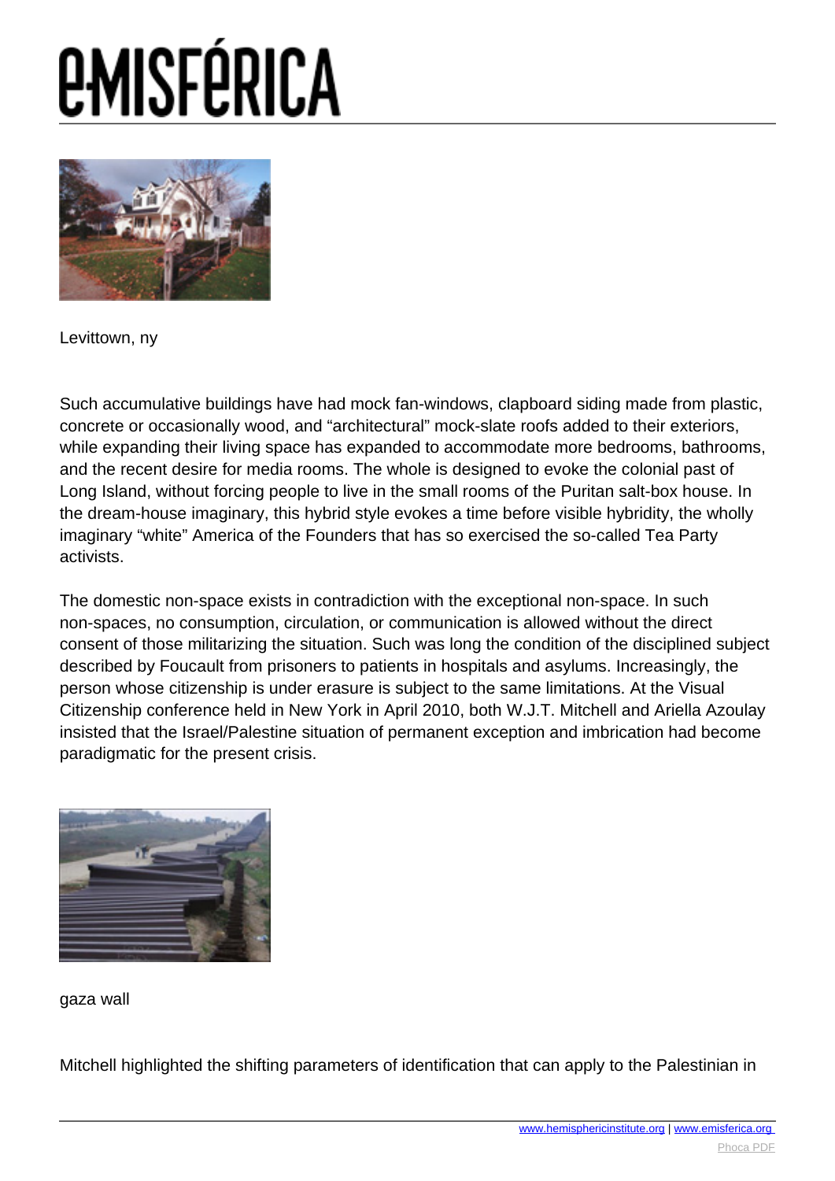Levittown, ny

Such accumulative buildings have had mock fan-windows, clapboard siding made from plastic, concrete or occasionally wood, and “architectural” mock-slate roofs added to their exteriors, while expanding their living space has expanded to accommodate more bedrooms, bathrooms, and the recent desire for media rooms. The whole is designed to evoke the colonial past of Long Island, without forcing people to live in the small rooms of the Puritan salt-box house. In the dream-house imaginary, this hybrid style evokes a time before visible hybridity, the wholly imaginary “white” America of the Founders that has so exercised the so-called Tea Party activists.

The domestic non-space exists in contradiction with the exceptional non-space. In such non-spaces, no consumption, circulation, or communication is allowed without the direct consent of those militarizing the situation. Such was long the condition of the disciplined subject described by Foucault from prisoners to patients in hospitals and asylums. Increasingly, the person whose citizenship is under erasure is subject to the same limitations. At the Visual Citizenship conference held in New York in April 2010, both W.J.T. Mitchell and Ariella Azoulay insisted that the Israel/Palestine situation of permanent exception and imbrication had become paradigmatic for the present crisis.

gaza wall

Mitchell highlighted the shifting parameters of identification that can apply to the Palestinian in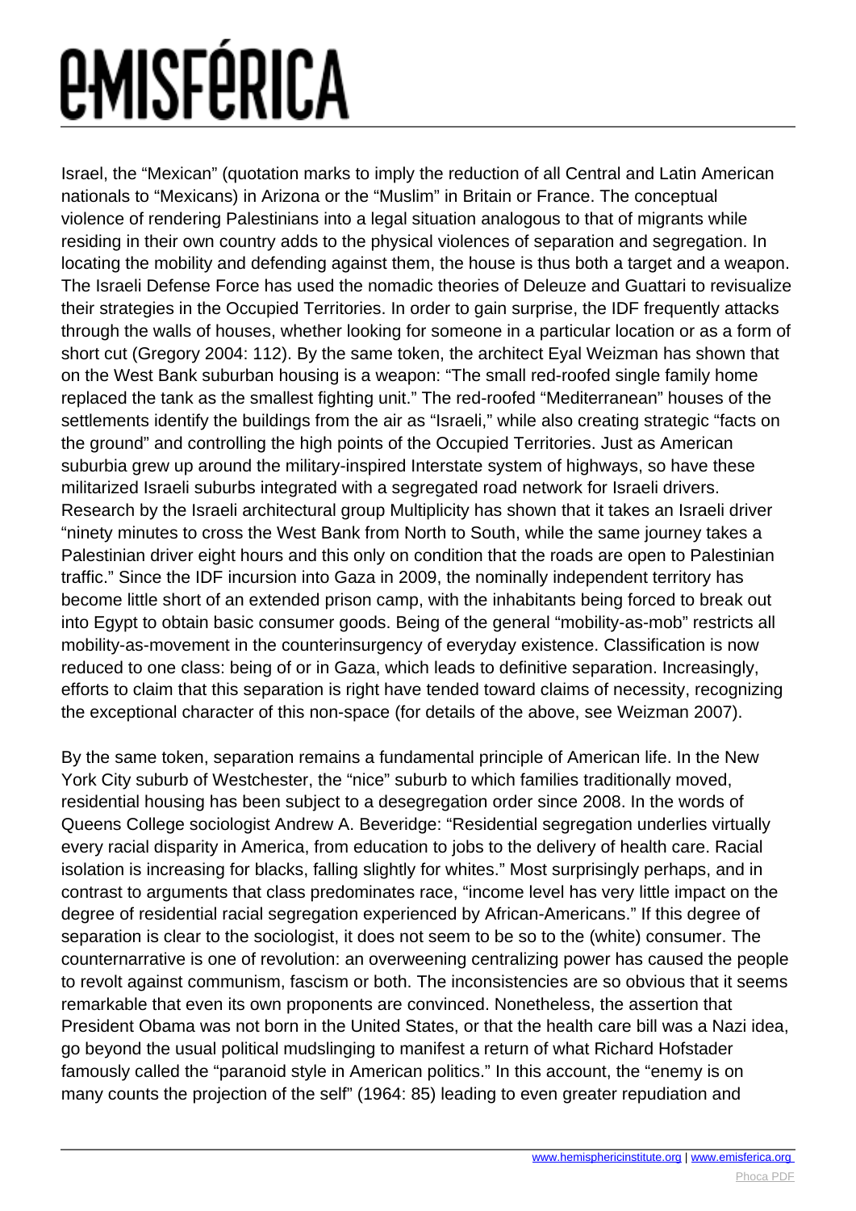Israel, the "Mexican" (quotation marks to imply the reduction of all Central and Latin American nationals to "Mexicans) in Arizona or the "Muslim" in Britain or France. The conceptual violence of rendering Palestinians into a legal situation analogous to that of migrants while residing in their own country adds to the physical violences of separation and segregation. In locating the mobility and defending against them, the house is thus both a target and a weapon. The Israeli Defense Force has used the nomadic theories of Deleuze and Guattari to revisualize their strategies in the Occupied Territories. In order to gain surprise, the IDF frequently attacks through the walls of houses, whether looking for someone in a particular location or as a form of short cut (Gregory 2004: 112). By the same token, the architect Eyal Weizman has shown that on the West Bank suburban housing is a weapon: "The small red-roofed single family home replaced the tank as the smallest fighting unit." The red-roofed "Mediterranean" houses of the settlements identify the buildings from the air as "Israeli," while also creating strategic "facts on the ground" and controlling the high points of the Occupied Territories. Just as American suburbia grew up around the military-inspired Interstate system of highways, so have these militarized Israeli suburbs integrated with a segregated road network for Israeli drivers. Research by the Israeli architectural group Multiplicity has shown that it takes an Israeli driver "ninety minutes to cross the West Bank from North to South, while the same journey takes a Palestinian driver eight hours and this only on condition that the roads are open to Palestinian traffic." Since the IDF incursion into Gaza in 2009, the nominally independent territory has become little short of an extended prison camp, with the inhabitants being forced to break out into Egypt to obtain basic consumer goods. Being of the general "mobility-as-mob" restricts all mobility-as-movement in the counterinsurgency of everyday existence. Classification is now reduced to one class: being of or in Gaza, which leads to definitive separation. Increasingly, efforts to claim that this separation is right have tended toward claims of necessity, recognizing the exceptional character of this non-space (for details of the above, see Weizman 2007).

By the same token, separation remains a fundamental principle of American life. In the New York City suburb of Westchester, the "nice" suburb to which families traditionally moved, residential housing has been subject to a desegregation order since 2008. In the words of Queens College sociologist Andrew A. Beveridge: "Residential segregation underlies virtually every racial disparity in America, from education to jobs to the delivery of health care. Racial isolation is increasing for blacks, falling slightly for whites." Most surprisingly perhaps, and in contrast to arguments that class predominates race, "income level has very little impact on the degree of residential racial segregation experienced by African-Americans." If this degree of separation is clear to the sociologist, it does not seem to be so to the (white) consumer. The counternarrative is one of revolution: an overweening centralizing power has caused the people to revolt against communism, fascism or both. The inconsistencies are so obvious that it seems remarkable that even its own proponents are convinced. Nonetheless, the assertion that President Obama was not born in the United States, or that the health care bill was a Nazi idea, go beyond the usual political mudslinging to manifest a return of what Richard Hofstader famously called the "paranoid style in American politics." In this account, the "enemy is on many counts the projection of the self" (1964: 85) leading to even greater repudiation and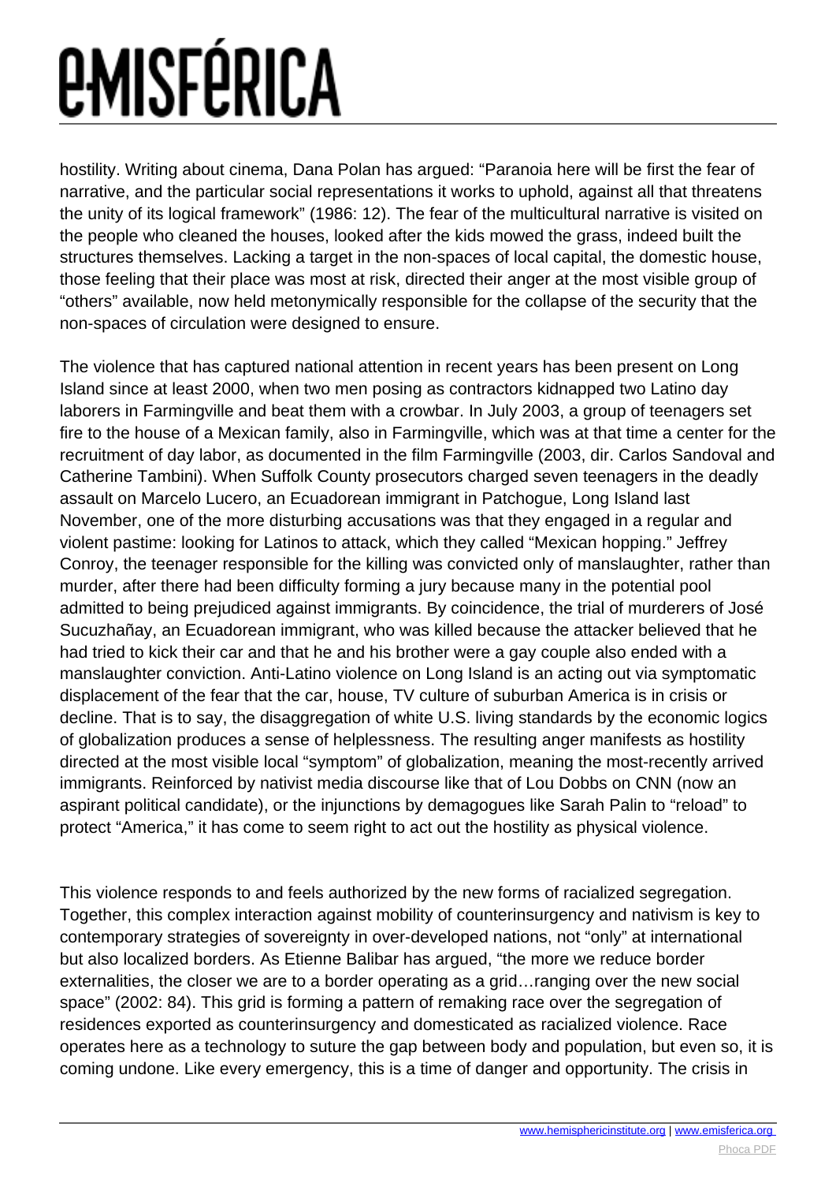hostility. Writing about cinema, Dana Polan has argued: “Paranoia here will be first the fear of narrative, and the particular social representations it works to uphold, against all that threatens the unity of its logical framework” (1986: 12). The fear of the multicultural narrative is visited on the people who cleaned the houses, looked after the kids mowed the grass, indeed built the structures themselves. Lacking a target in the non-spaces of local capital, the domestic house, those feeling that their place was most at risk, directed their anger at the most visible group of “others” available, now held metonymically responsible for the collapse of the security that the non-spaces of circulation were designed to ensure.

The violence that has captured national attention in recent years has been present on Long Island since at least 2000, when two men posing as contractors kidnapped two Latino day laborers in Farmingville and beat them with a crowbar. In July 2003, a group of teenagers set fire to the house of a Mexican family, also in Farmingville, which was at that time a center for the recruitment of day labor, as documented in the film Farmingville (2003, dir. Carlos Sandoval and Catherine Tambini). When Suffolk County prosecutors charged seven teenagers in the deadly assault on Marcelo Lucero, an Ecuadorean immigrant in Patchogue, Long Island last November, one of the more disturbing accusations was that they engaged in a regular and violent pastime: looking for Latinos to attack, which they called “Mexican hopping.” Jeffrey Conroy, the teenager responsible for the killing was convicted only of manslaughter, rather than murder, after there had been difficulty forming a jury because many in the potential pool admitted to being prejudiced against immigrants. By coincidence, the trial of murderers of José Sucuzhañay, an Ecuadorean immigrant, who was killed because the attacker believed that he had tried to kick their car and that he and his brother were a gay couple also ended with a manslaughter conviction. Anti-Latino violence on Long Island is an acting out via symptomatic displacement of the fear that the car, house, TV culture of suburban America is in crisis or decline. That is to say, the disaggregation of white U.S. living standards by the economic logics of globalization produces a sense of helplessness. The resulting anger manifests as hostility directed at the most visible local “symptom” of globalization, meaning the most-recently arrived immigrants. Reinforced by nativist media discourse like that of Lou Dobbs on CNN (now an aspirant political candidate), or the injunctions by demagogues like Sarah Palin to “reload” to protect “America,” it has come to seem right to act out the hostility as physical violence.

This violence responds to and feels authorized by the new forms of racialized segregation. Together, this complex interaction against mobility of counterinsurgency and nativism is key to contemporary strategies of sovereignty in over-developed nations, not “only” at international but also localized borders. As Etienne Balibar has argued, “the more we reduce border externalities, the closer we are to a border operating as a grid…ranging over the new social space” (2002: 84). This grid is forming a pattern of remaking race over the segregation of residences exported as counterinsurgency and domesticated as racialized violence. Race operates here as a technology to suture the gap between body and population, but even so, it is coming undone. Like every emergency, this is a time of danger and opportunity. The crisis in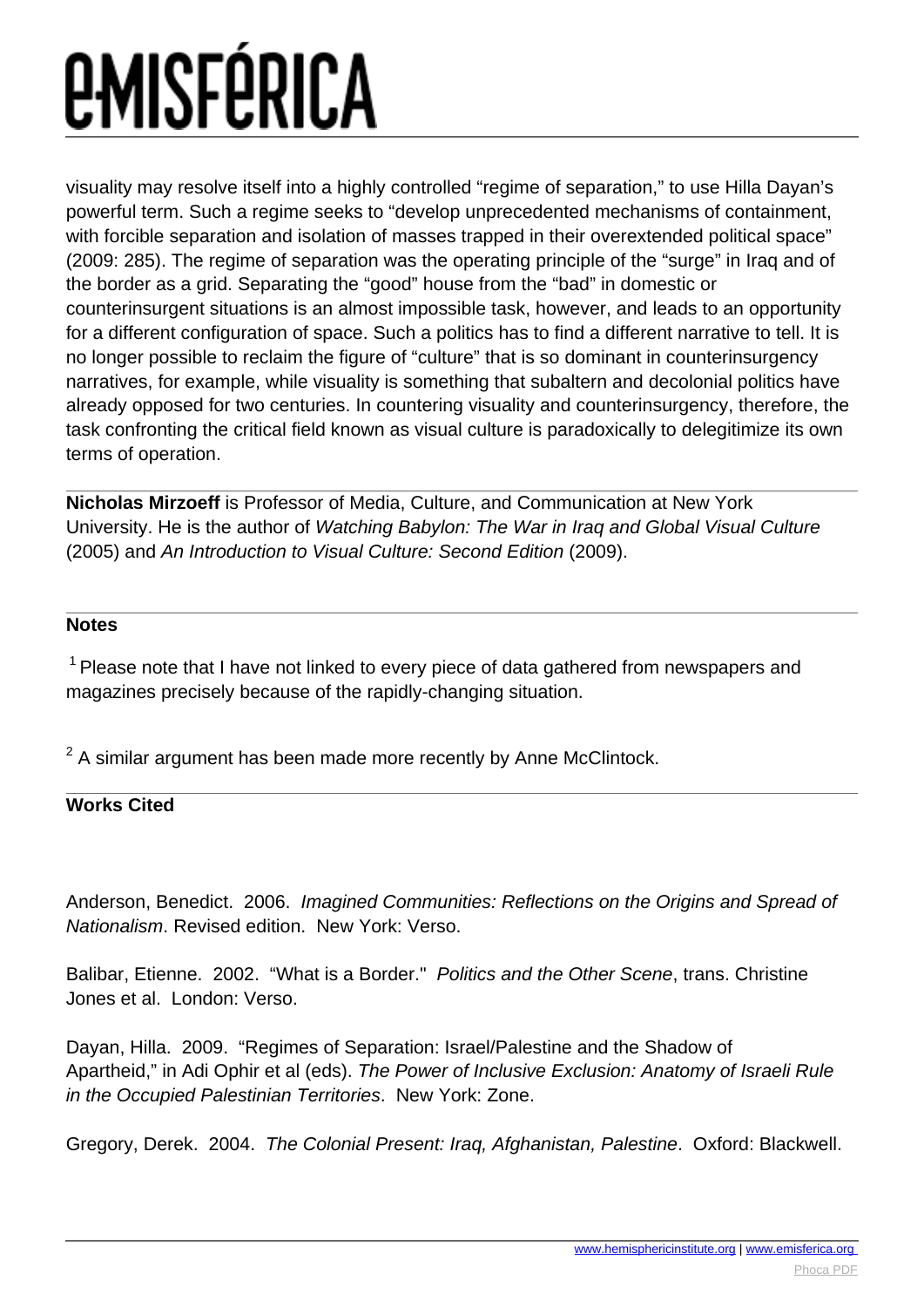visuality may resolve itself into a highly controlled "regime of separation," to use Hilla Dayan's powerful term. Such a regime seeks to "develop unprecedented mechanisms of containment, with forcible separation and isolation of masses trapped in their overextended political space" (2009: 285). The regime of separation was the operating principle of the "surge" in Iraq and of the border as a grid. Separating the "good" house from the "bad" in domestic or counterinsurgent situations is an almost impossible task, however, and leads to an opportunity for a different configuration of space. Such a politics has to find a different narrative to tell. It is no longer possible to reclaim the figure of "culture" that is so dominant in counterinsurgency narratives, for example, while visuality is something that subaltern and decolonial politics have already opposed for two centuries. In countering visuality and counterinsurgency, therefore, the task confronting the critical field known as visual culture is paradoxically to delegitimize its own terms of operation.

---

**Nicholas Mirzoeff** is Professor of Media, Culture, and Communication at New York University. He is the author of *Watching Babylon: The War in Iraq and Global Visual Culture* (2005) and *An Introduction to Visual Culture: Second Edition* (2009).

---

**Notes**

[1] Please note that I have not linked to every piece of data gathered from newspapers and magazines precisely because of the rapidly-changing situation.

[2] A similar argument has been made more recently by Anne McClintock.

---

**Works Cited**

Anderson, Benedict. 2006. *Imagined Communities: Reflections on the Origins and Spread of Nationalism*. Revised edition. New York: Verso.

Balibar, Etienne. 2002. "What is a Border." *Politics and the Other Scene*, trans. Christine Jones et al. London: Verso.

Dayan, Hilla. 2009. "Regimes of Separation: Israel/Palestine and the Shadow of Apartheid," in Adi Ophir et al (eds). *The Power of Inclusive Exclusion: Anatomy of Israeli Rule in the Occupied Palestinian Territories*. New York: Zone.

Gregory, Derek. 2004. *The Colonial Present: Iraq, Afghanistan, Palestine*. Oxford: Blackwell.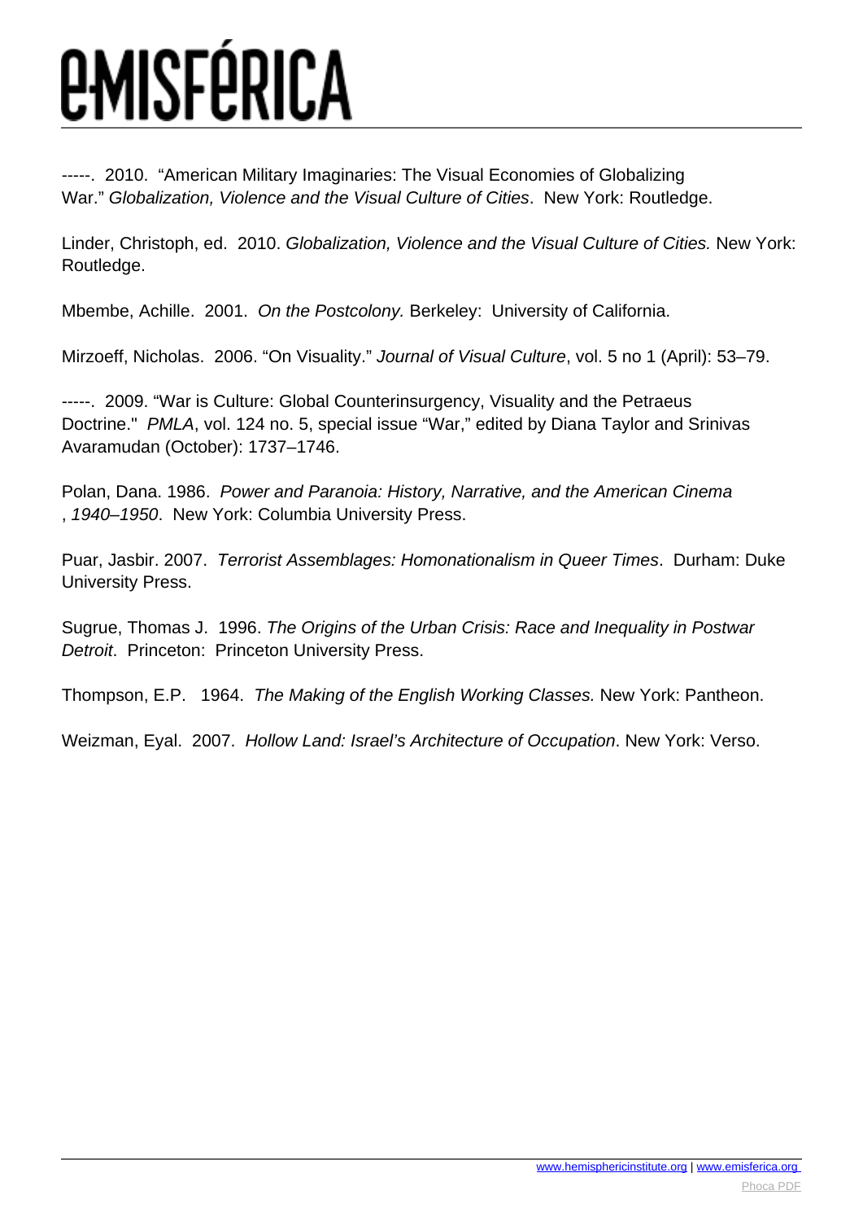-----. 2010. “American Military Imaginaries: The Visual Economies of Globalizing War.” *Globalization, Violence and the Visual Culture of Cities*. New York: Routledge.

Linder, Christoph, ed. 2010. *Globalization, Violence and the Visual Culture of Cities.* New York: Routledge.

Mbembe, Achille. 2001. *On the Postcolony.* Berkeley: University of California.

Mirzoeff, Nicholas. 2006. “On Visuality.” *Journal of Visual Culture*, vol. 5 no 1 (April): 53–79.

-----. 2009. “War is Culture: Global Counterinsurgency, Visuality and the Petraeus Doctrine." *PMLA*, vol. 124 no. 5, special issue “War,” edited by Diana Taylor and Srinivas Avaramudan (October): 1737–1746.

Polan, Dana. 1986. *Power and Paranoia: History, Narrative, and the American Cinema, 1940–1950*. New York: Columbia University Press.

Puar, Jasbir. 2007. *Terrorist Assemblages: Homonationalism in Queer Times*. Durham: Duke University Press.

Sugrue, Thomas J. 1996. *The Origins of the Urban Crisis: Race and Inequality in Postwar Detroit*. Princeton: Princeton University Press.

Thompson, E.P. 1964. *The Making of the English Working Classes.* New York: Pantheon.

Weizman, Eyal. 2007. *Hollow Land: Israel’s Architecture of Occupation*. New York: Verso.